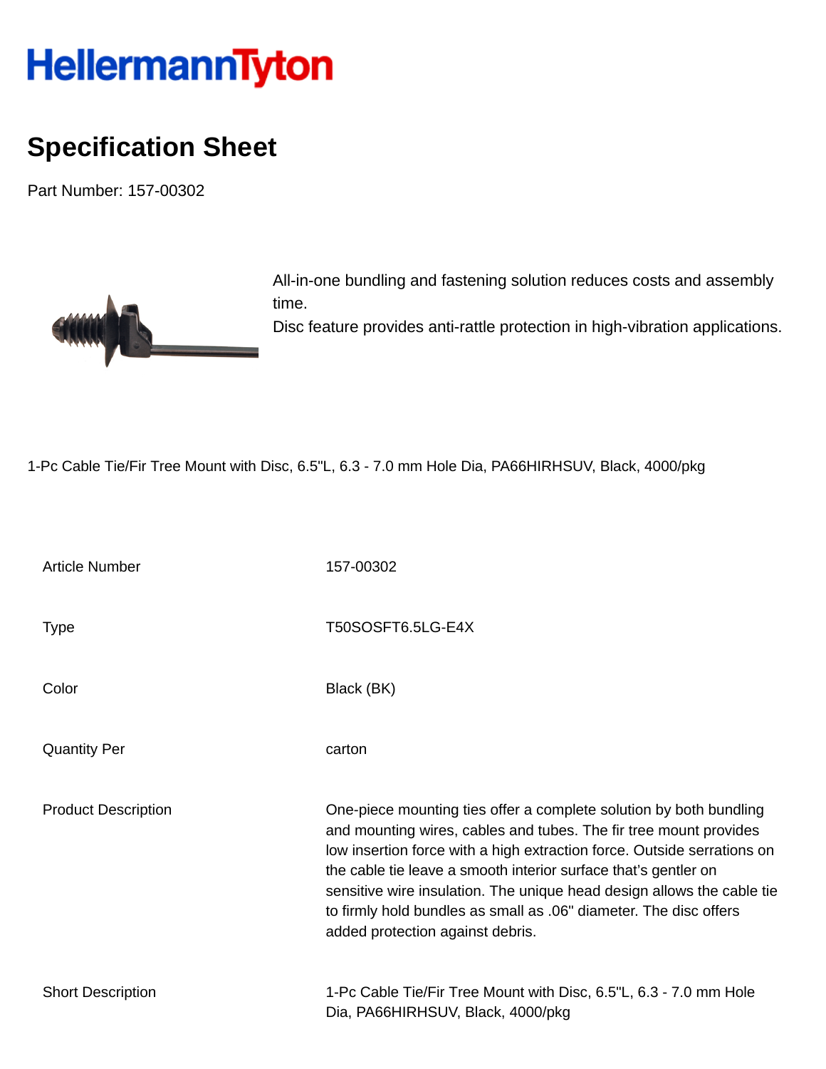# HellermannTyton

## Specification Sheet

Part Number: 157-00302

All-in-one bundling and fastening solution reduces costs and assembly time.
Disc feature provides anti-rattle protection in high-vibration applications.

1-Pc Cable Tie/Fir Tree Mount with Disc, 6.5"L, 6.3 - 7.0 mm Hole Dia, PA66HIRHSUV, Black, 4000/pkg

| | |
|---|---|
| Article Number | 157-00302 |
| Type | T50SOSFT6.5LG-E4X |
| Color | Black (BK) |
| Quantity Per | carton |
| Product Description | One-piece mounting ties offer a complete solution by both bundling and mounting wires, cables and tubes. The fir tree mount provides low insertion force with a high extraction force. Outside serrations on the cable tie leave a smooth interior surface that's gentler on sensitive wire insulation. The unique head design allows the cable tie to firmly hold bundles as small as .06" diameter. The disc offers added protection against debris. |
| Short Description | 1-Pc Cable Tie/Fir Tree Mount with Disc, 6.5"L, 6.3 - 7.0 mm Hole Dia, PA66HIRHSUV, Black, 4000/pkg |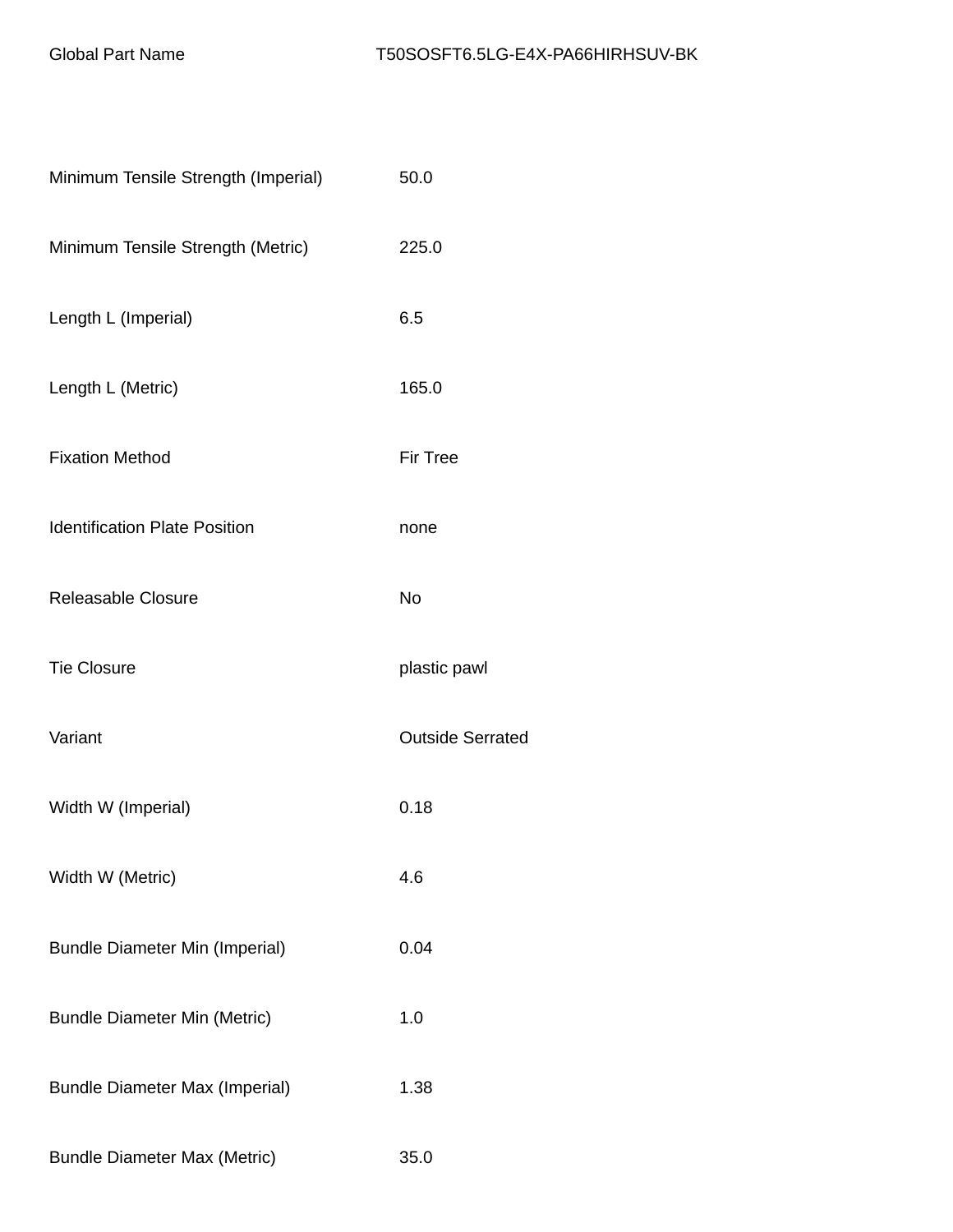| Global Part Name | T50SOSFT6.5LG-E4X-PA66HIRHSUV-BK |
| --- | --- |
| Minimum Tensile Strength (Imperial) | 50.0 |
| Minimum Tensile Strength (Metric) | 225.0 |
| Length L (Imperial) | 6.5 |
| Length L (Metric) | 165.0 |
| Fixation Method | Fir Tree |
| Identification Plate Position | none |
| Releasable Closure | No |
| Tie Closure | plastic pawl |
| Variant | Outside Serrated |
| Width W (Imperial) | 0.18 |
| Width W (Metric) | 4.6 |
| Bundle Diameter Min (Imperial) | 0.04 |
| Bundle Diameter Min (Metric) | 1.0 |
| Bundle Diameter Max (Imperial) | 1.38 |
| Bundle Diameter Max (Metric) | 35.0 |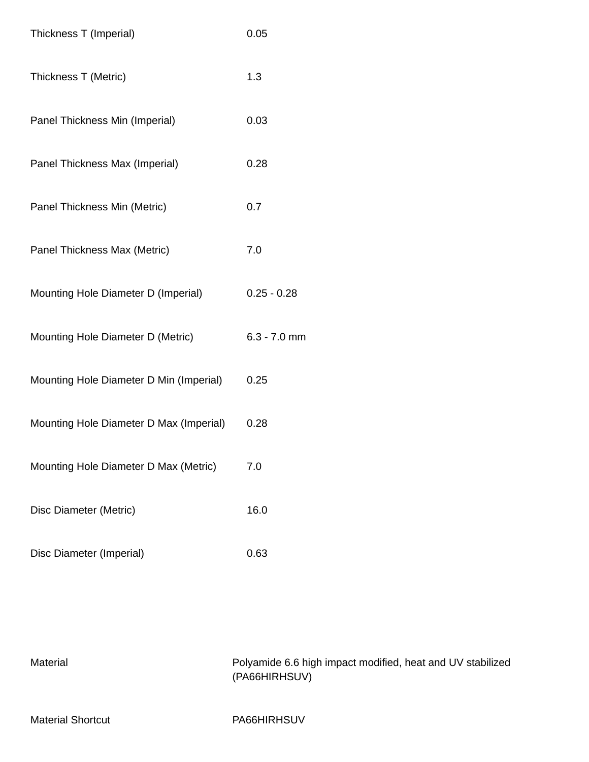| | |
|---|---|
| Thickness T (Imperial) | 0.05 |
| Thickness T (Metric) | 1.3 |
| Panel Thickness Min (Imperial) | 0.03 |
| Panel Thickness Max (Imperial) | 0.28 |
| Panel Thickness Min (Metric) | 0.7 |
| Panel Thickness Max (Metric) | 7.0 |
| Mounting Hole Diameter D (Imperial) | 0.25 - 0.28 |
| Mounting Hole Diameter D (Metric) | 6.3 - 7.0 mm |
| Mounting Hole Diameter D Min (Imperial) | 0.25 |
| Mounting Hole Diameter D Max (Imperial) | 0.28 |
| Mounting Hole Diameter D Max (Metric) | 7.0 |
| Disc Diameter (Metric) | 16.0 |
| Disc Diameter (Imperial) | 0.63 |

| | |
|---|---|
| Material | Polyamide 6.6 high impact modified, heat and UV stabilized (PA66HIRHSUV) |
| Material Shortcut | PA66HIRHSUV |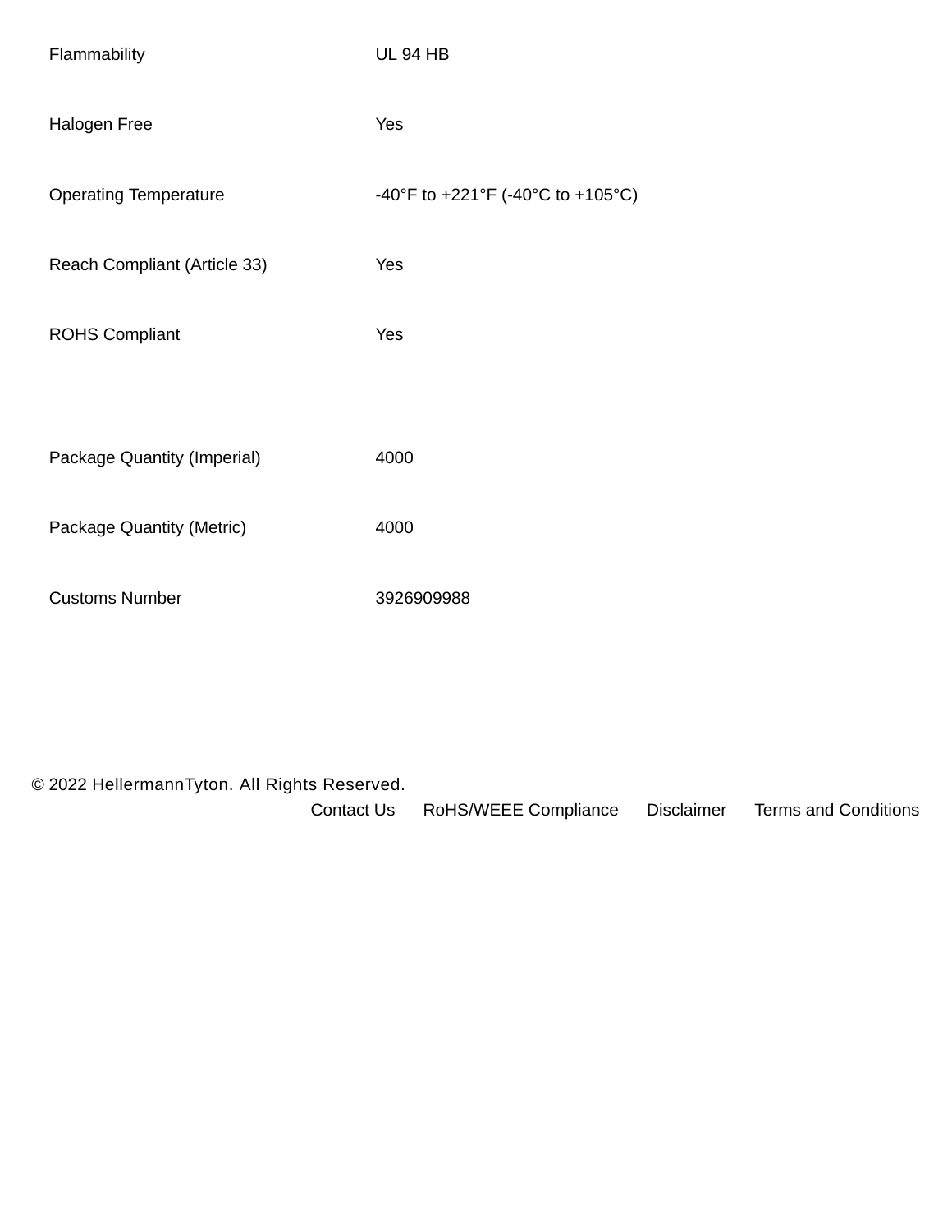| | |
|---|---|
| Flammability | UL 94 HB |
| Halogen Free | Yes |
| Operating Temperature | -40°F to +221°F (-40°C to +105°C) |
| Reach Compliant (Article 33) | Yes |
| ROHS Compliant | Yes |

| | |
|---|---|
| Package Quantity (Imperial) | 4000 |
| Package Quantity (Metric) | 4000 |
| Customs Number | 3926909988 |

© 2022 HellermannTyton. All Rights Reserved.

Contact Us RoHS/WEEE Compliance Disclaimer Terms and Conditions